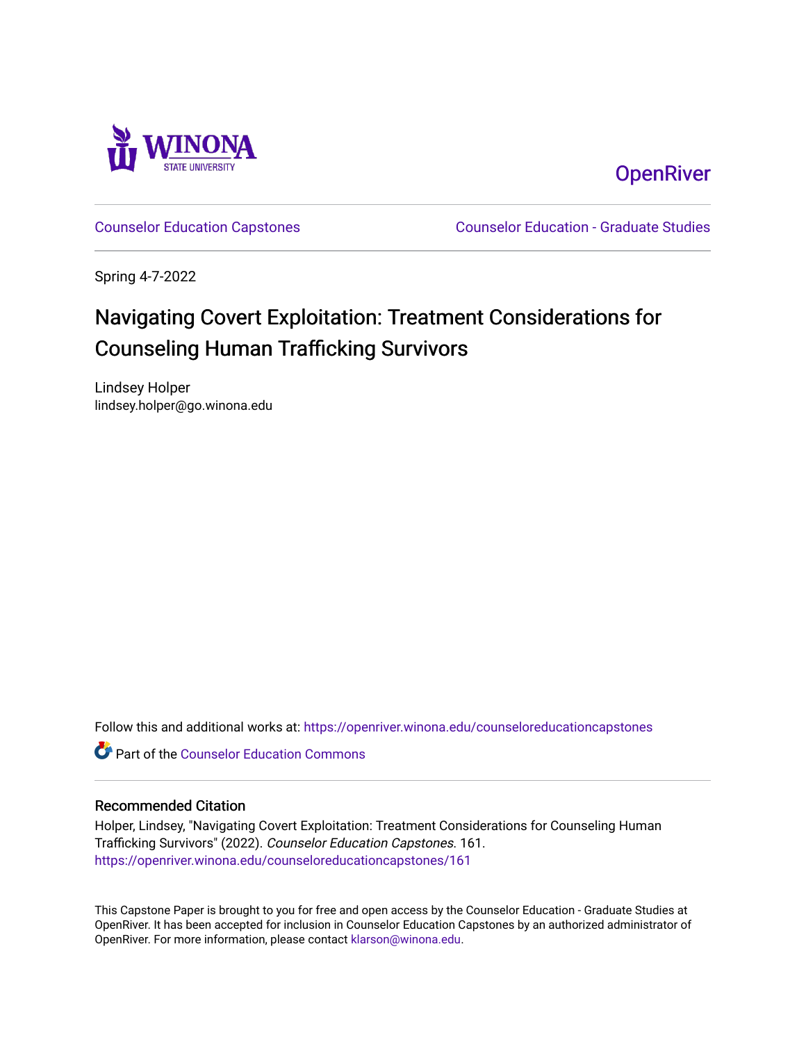OpenRiver

Counselor Education Capstones

Counselor Education - Graduate Studies

Spring 4-7-2022

# Navigating Covert Exploitation: Treatment Considerations for Counseling Human Trafficking Survivors

Lindsey Holper
lindsey.holper@go.winona.edu

Follow this and additional works at: https://openriver.winona.edu/counseloreducationcapstones

Part of the Counselor Education Commons

## Recommended Citation

Holper, Lindsey, "Navigating Covert Exploitation: Treatment Considerations for Counseling Human Trafficking Survivors" (2022). *Counselor Education Capstones*. 161.
https://openriver.winona.edu/counseloreducationcapstones/161

This Capstone Paper is brought to you for free and open access by the Counselor Education - Graduate Studies at OpenRiver. It has been accepted for inclusion in Counselor Education Capstones by an authorized administrator of OpenRiver. For more information, please contact klarson@winona.edu.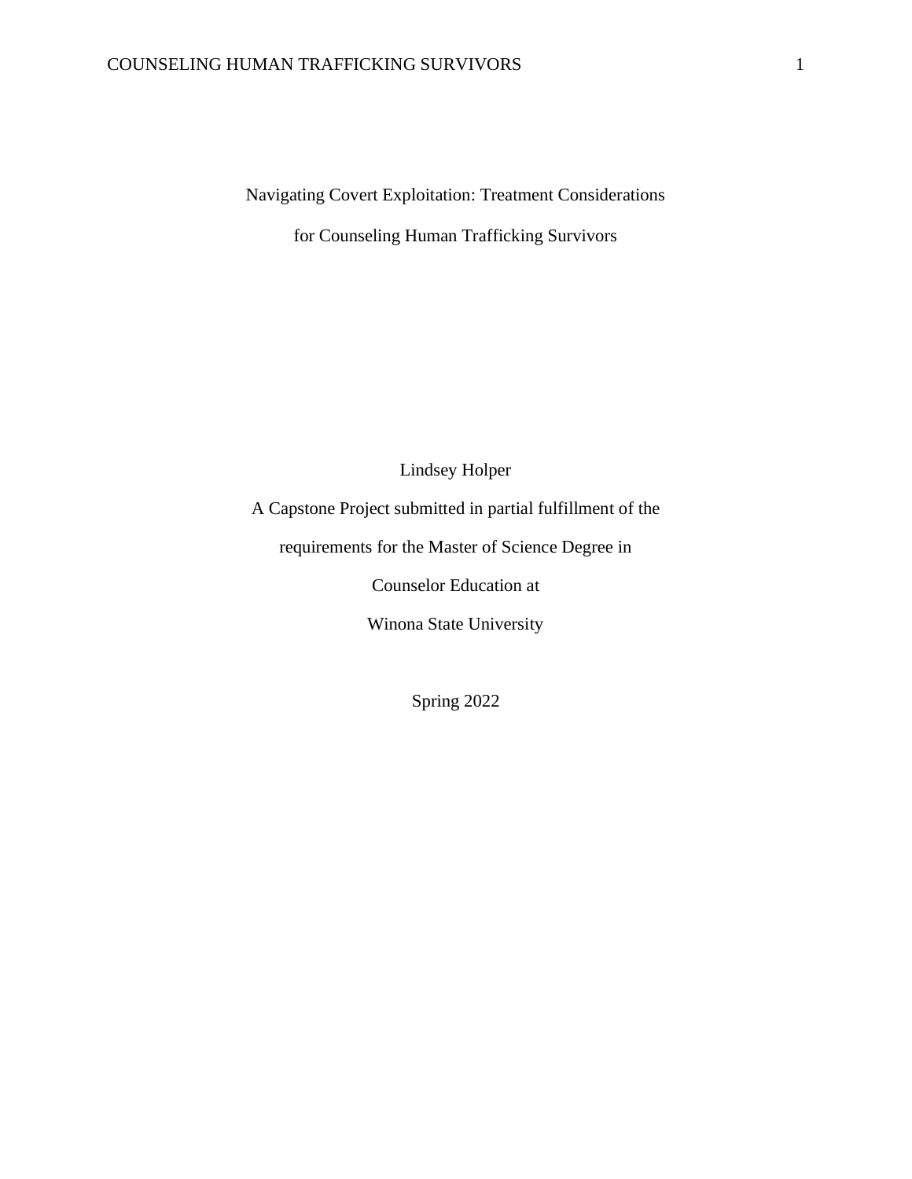# Navigating Covert Exploitation: Treatment Considerations for Counseling Human Trafficking Survivors

Lindsey Holper

A Capstone Project submitted in partial fulfillment of the requirements for the Master of Science Degree in Counselor Education at Winona State University

Spring 2022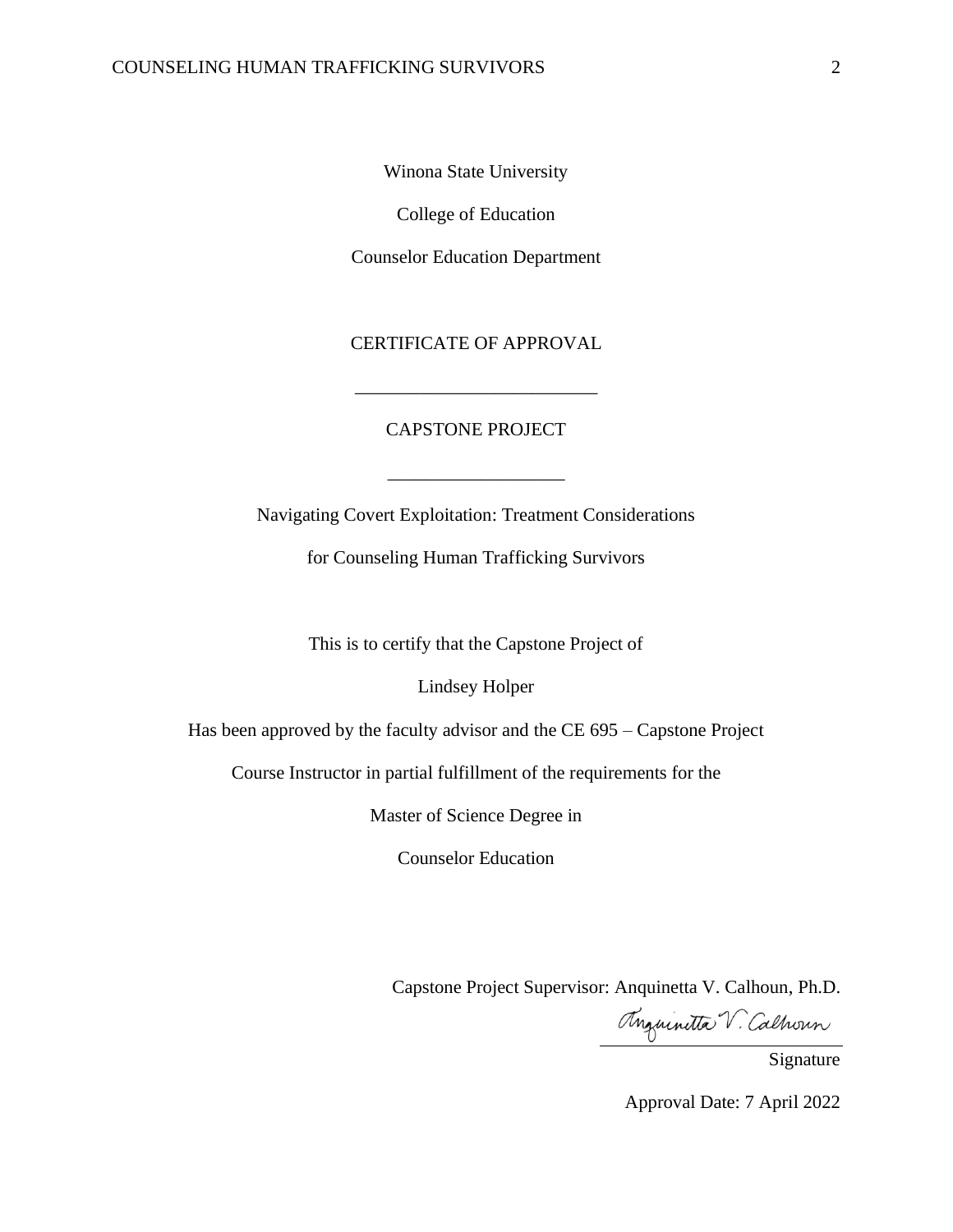Winona State University

College of Education

Counselor Education Department

CERTIFICATE OF APPROVAL

---

CAPSTONE PROJECT

---

Navigating Covert Exploitation: Treatment Considerations

for Counseling Human Trafficking Survivors

This is to certify that the Capstone Project of

Lindsey Holper

Has been approved by the faculty advisor and the CE 695 – Capstone Project

Course Instructor in partial fulfillment of the requirements for the

Master of Science Degree in

Counselor Education

Capstone Project Supervisor: Anquinetta V. Calhoun, Ph.D.

Anquinetta V. Calhoun

Signature

Approval Date: 7 April 2022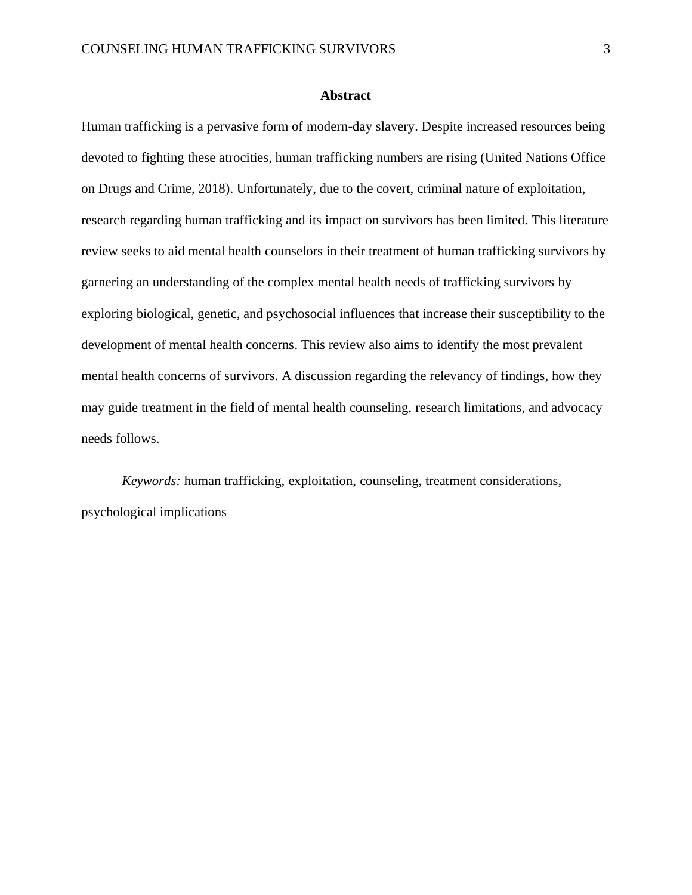# Abstract

Human trafficking is a pervasive form of modern-day slavery. Despite increased resources being devoted to fighting these atrocities, human trafficking numbers are rising (United Nations Office on Drugs and Crime, 2018). Unfortunately, due to the covert, criminal nature of exploitation, research regarding human trafficking and its impact on survivors has been limited. This literature review seeks to aid mental health counselors in their treatment of human trafficking survivors by garnering an understanding of the complex mental health needs of trafficking survivors by exploring biological, genetic, and psychosocial influences that increase their susceptibility to the development of mental health concerns. This review also aims to identify the most prevalent mental health concerns of survivors. A discussion regarding the relevancy of findings, how they may guide treatment in the field of mental health counseling, research limitations, and advocacy needs follows.

*Keywords:* human trafficking, exploitation, counseling, treatment considerations, psychological implications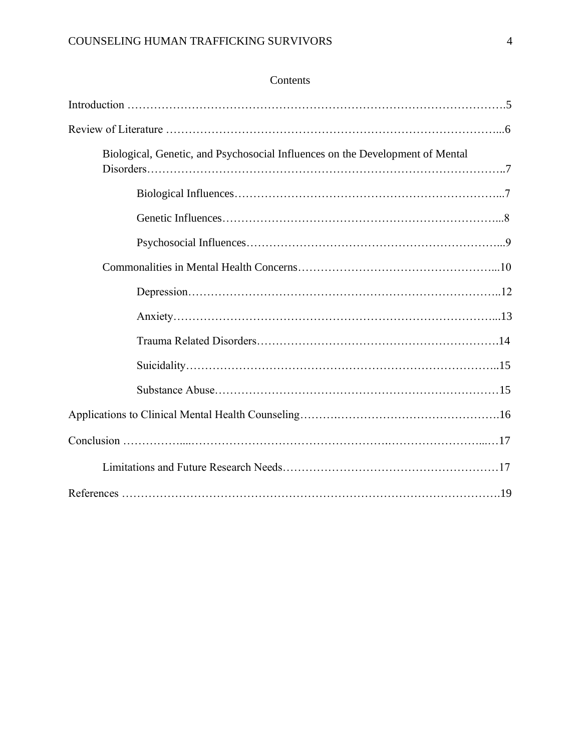Contents

Introduction ……………………………………………………………………………………….5

Review of Literature ……………………………………………………………………………...6

Biological, Genetic, and Psychosocial Influences on the Development of Mental Disorders…………………………………………………………………………………..7

Biological Influences……………………………………………………………...7

Genetic Influences………………………………………………………………...8

Psychosocial Influences…………………………………………………………...9

Commonalities in Mental Health Concerns…………………………………………...10

Depression………………………………………………………………………..12

Anxiety…………………………………………………………………………...13

Trauma Related Disorders……………………………………………………….14

Suicidality………………………………………………………………………..15

Substance Abuse…………………………………………………………………15

Applications to Clinical Mental Health Counseling…………………………………………….16

Conclusion ……………....……………………………………………….……………………...…17

Limitations and Future Research Needs…………………………………………………17

References ……………………………………………………………………………………….19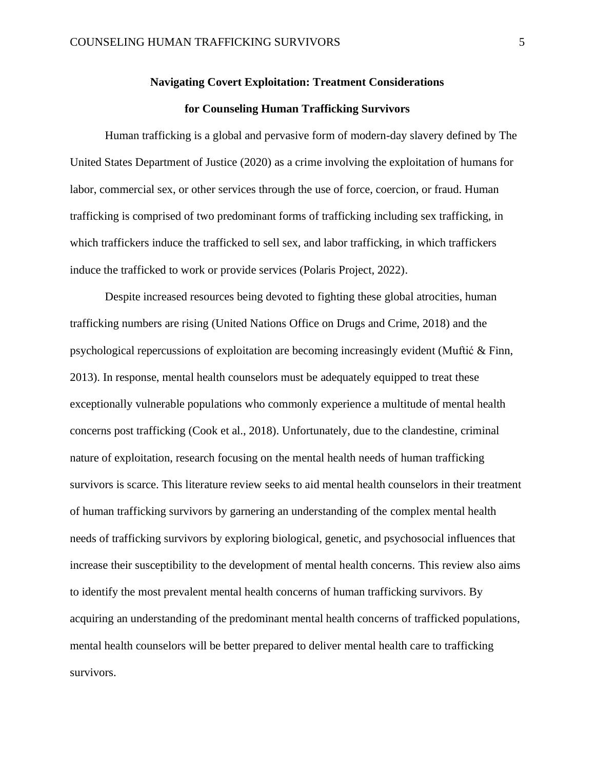# Navigating Covert Exploitation: Treatment Considerations for Counseling Human Trafficking Survivors

Human trafficking is a global and pervasive form of modern-day slavery defined by The United States Department of Justice (2020) as a crime involving the exploitation of humans for labor, commercial sex, or other services through the use of force, coercion, or fraud. Human trafficking is comprised of two predominant forms of trafficking including sex trafficking, in which traffickers induce the trafficked to sell sex, and labor trafficking, in which traffickers induce the trafficked to work or provide services (Polaris Project, 2022).

Despite increased resources being devoted to fighting these global atrocities, human trafficking numbers are rising (United Nations Office on Drugs and Crime, 2018) and the psychological repercussions of exploitation are becoming increasingly evident (Muftić & Finn, 2013). In response, mental health counselors must be adequately equipped to treat these exceptionally vulnerable populations who commonly experience a multitude of mental health concerns post trafficking (Cook et al., 2018). Unfortunately, due to the clandestine, criminal nature of exploitation, research focusing on the mental health needs of human trafficking survivors is scarce. This literature review seeks to aid mental health counselors in their treatment of human trafficking survivors by garnering an understanding of the complex mental health needs of trafficking survivors by exploring biological, genetic, and psychosocial influences that increase their susceptibility to the development of mental health concerns. This review also aims to identify the most prevalent mental health concerns of human trafficking survivors. By acquiring an understanding of the predominant mental health concerns of trafficked populations, mental health counselors will be better prepared to deliver mental health care to trafficking survivors.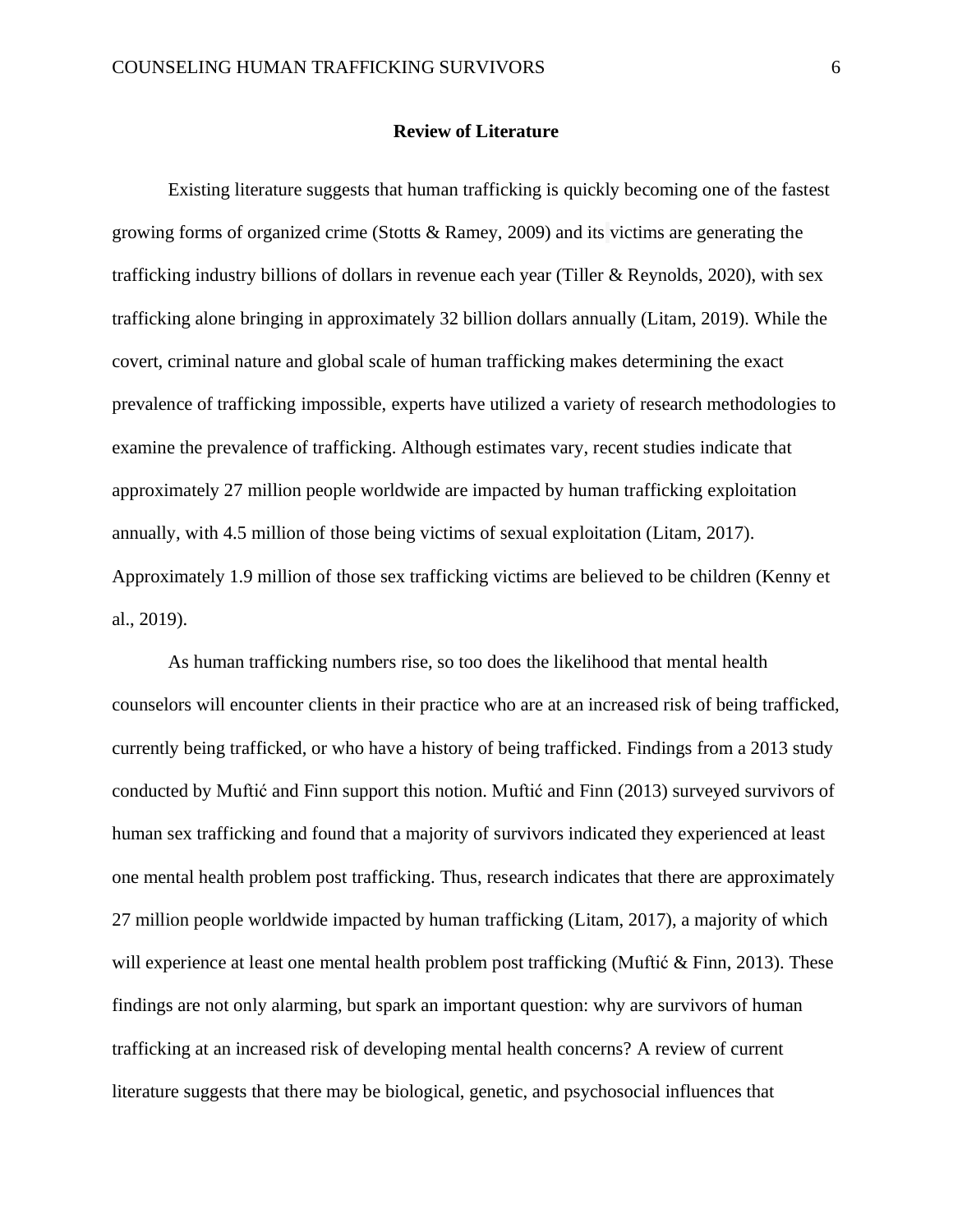## Review of Literature

Existing literature suggests that human trafficking is quickly becoming one of the fastest growing forms of organized crime (Stotts & Ramey, 2009) and its victims are generating the trafficking industry billions of dollars in revenue each year (Tiller & Reynolds, 2020), with sex trafficking alone bringing in approximately 32 billion dollars annually (Litam, 2019). While the covert, criminal nature and global scale of human trafficking makes determining the exact prevalence of trafficking impossible, experts have utilized a variety of research methodologies to examine the prevalence of trafficking. Although estimates vary, recent studies indicate that approximately 27 million people worldwide are impacted by human trafficking exploitation annually, with 4.5 million of those being victims of sexual exploitation (Litam, 2017). Approximately 1.9 million of those sex trafficking victims are believed to be children (Kenny et al., 2019).

As human trafficking numbers rise, so too does the likelihood that mental health counselors will encounter clients in their practice who are at an increased risk of being trafficked, currently being trafficked, or who have a history of being trafficked. Findings from a 2013 study conducted by Muftić and Finn support this notion. Muftić and Finn (2013) surveyed survivors of human sex trafficking and found that a majority of survivors indicated they experienced at least one mental health problem post trafficking. Thus, research indicates that there are approximately 27 million people worldwide impacted by human trafficking (Litam, 2017), a majority of which will experience at least one mental health problem post trafficking (Muftić & Finn, 2013). These findings are not only alarming, but spark an important question: why are survivors of human trafficking at an increased risk of developing mental health concerns? A review of current literature suggests that there may be biological, genetic, and psychosocial influences that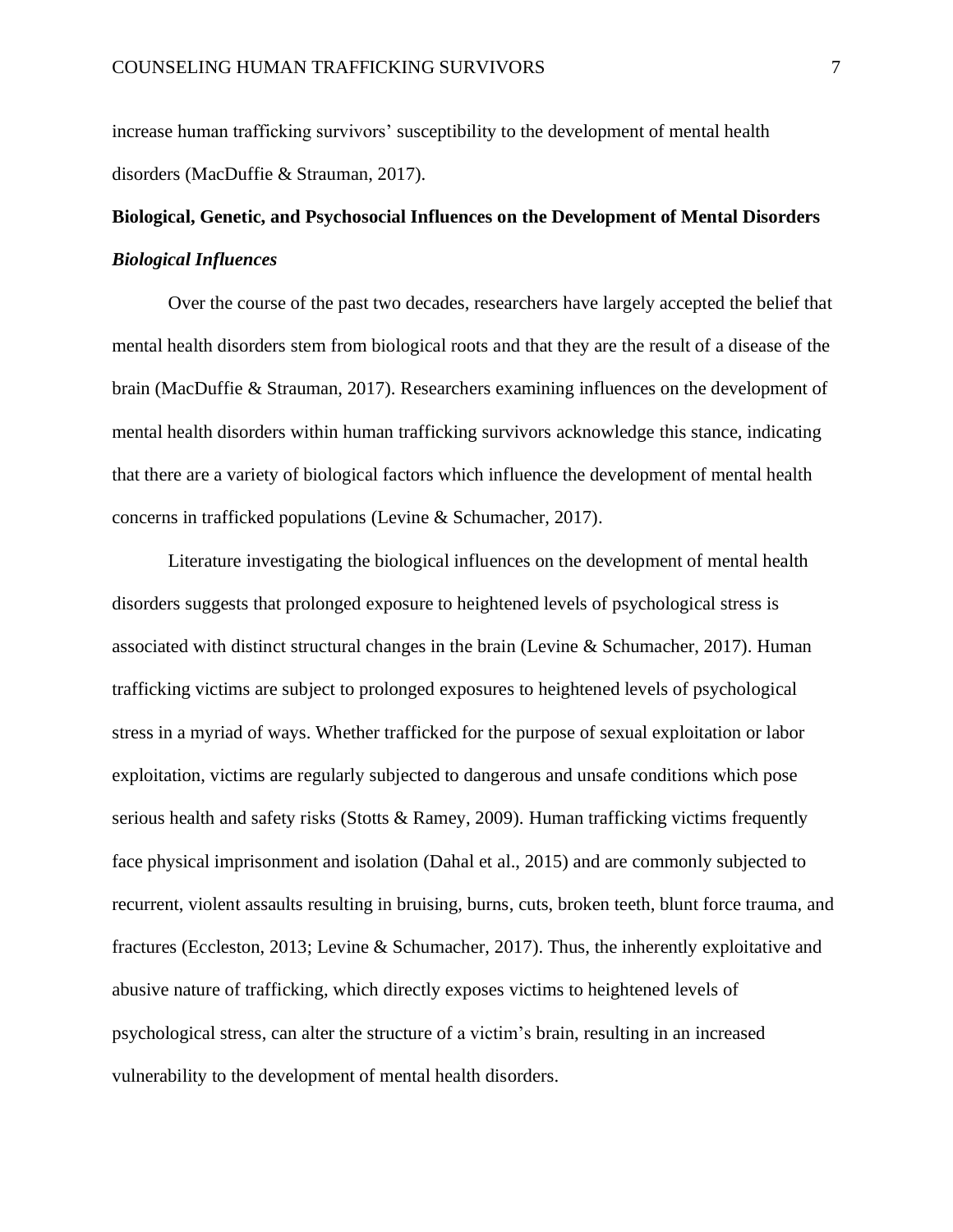increase human trafficking survivors' susceptibility to the development of mental health disorders (MacDuffie & Strauman, 2017).

## Biological, Genetic, and Psychosocial Influences on the Development of Mental Disorders

### *Biological Influences*

Over the course of the past two decades, researchers have largely accepted the belief that mental health disorders stem from biological roots and that they are the result of a disease of the brain (MacDuffie & Strauman, 2017). Researchers examining influences on the development of mental health disorders within human trafficking survivors acknowledge this stance, indicating that there are a variety of biological factors which influence the development of mental health concerns in trafficked populations (Levine & Schumacher, 2017).

Literature investigating the biological influences on the development of mental health disorders suggests that prolonged exposure to heightened levels of psychological stress is associated with distinct structural changes in the brain (Levine & Schumacher, 2017). Human trafficking victims are subject to prolonged exposures to heightened levels of psychological stress in a myriad of ways. Whether trafficked for the purpose of sexual exploitation or labor exploitation, victims are regularly subjected to dangerous and unsafe conditions which pose serious health and safety risks (Stotts & Ramey, 2009). Human trafficking victims frequently face physical imprisonment and isolation (Dahal et al., 2015) and are commonly subjected to recurrent, violent assaults resulting in bruising, burns, cuts, broken teeth, blunt force trauma, and fractures (Eccleston, 2013; Levine & Schumacher, 2017). Thus, the inherently exploitative and abusive nature of trafficking, which directly exposes victims to heightened levels of psychological stress, can alter the structure of a victim's brain, resulting in an increased vulnerability to the development of mental health disorders.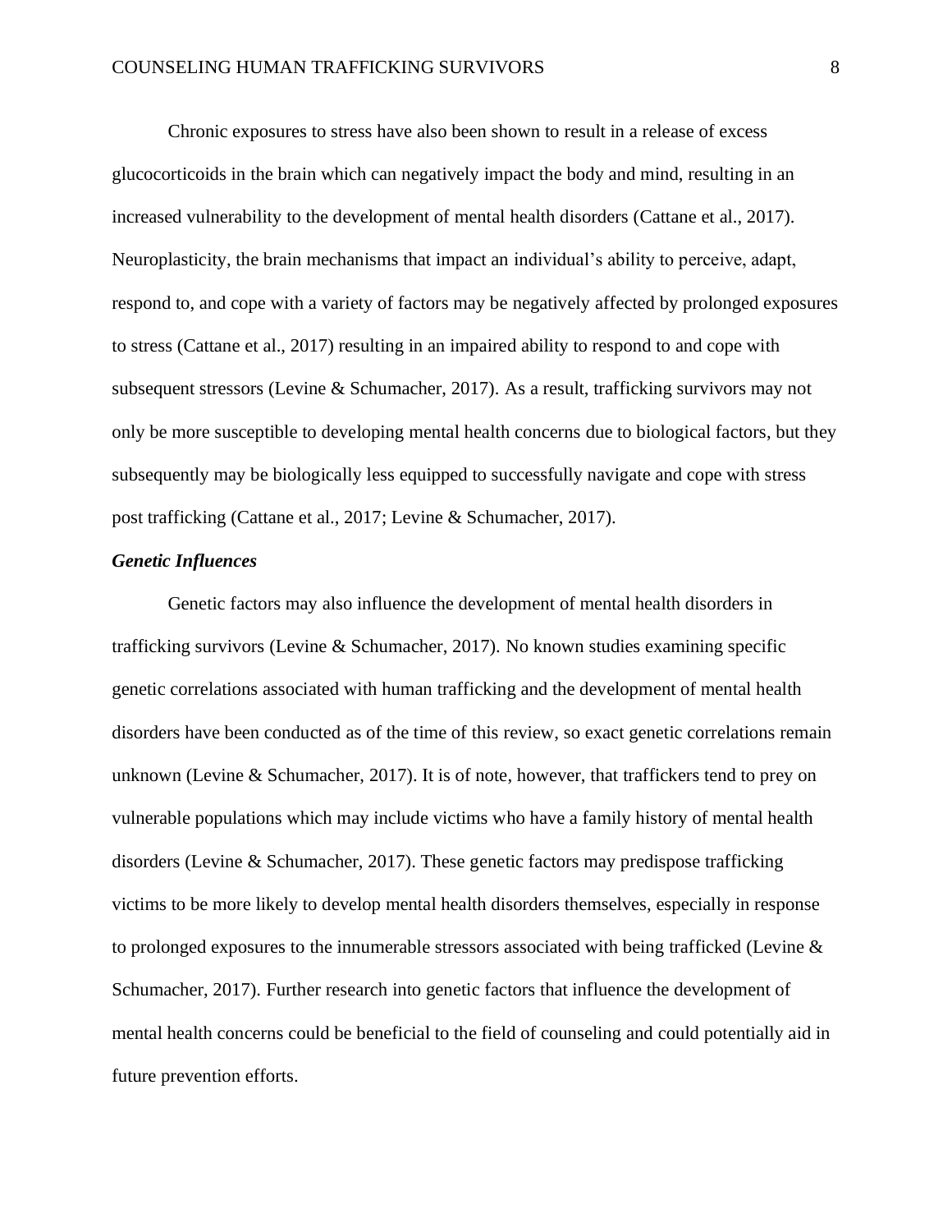Chronic exposures to stress have also been shown to result in a release of excess glucocorticoids in the brain which can negatively impact the body and mind, resulting in an increased vulnerability to the development of mental health disorders (Cattane et al., 2017). Neuroplasticity, the brain mechanisms that impact an individual's ability to perceive, adapt, respond to, and cope with a variety of factors may be negatively affected by prolonged exposures to stress (Cattane et al., 2017) resulting in an impaired ability to respond to and cope with subsequent stressors (Levine & Schumacher, 2017). As a result, trafficking survivors may not only be more susceptible to developing mental health concerns due to biological factors, but they subsequently may be biologically less equipped to successfully navigate and cope with stress post trafficking (Cattane et al., 2017; Levine & Schumacher, 2017).

### *Genetic Influences*

Genetic factors may also influence the development of mental health disorders in trafficking survivors (Levine & Schumacher, 2017). No known studies examining specific genetic correlations associated with human trafficking and the development of mental health disorders have been conducted as of the time of this review, so exact genetic correlations remain unknown (Levine & Schumacher, 2017). It is of note, however, that traffickers tend to prey on vulnerable populations which may include victims who have a family history of mental health disorders (Levine & Schumacher, 2017). These genetic factors may predispose trafficking victims to be more likely to develop mental health disorders themselves, especially in response to prolonged exposures to the innumerable stressors associated with being trafficked (Levine & Schumacher, 2017). Further research into genetic factors that influence the development of mental health concerns could be beneficial to the field of counseling and could potentially aid in future prevention efforts.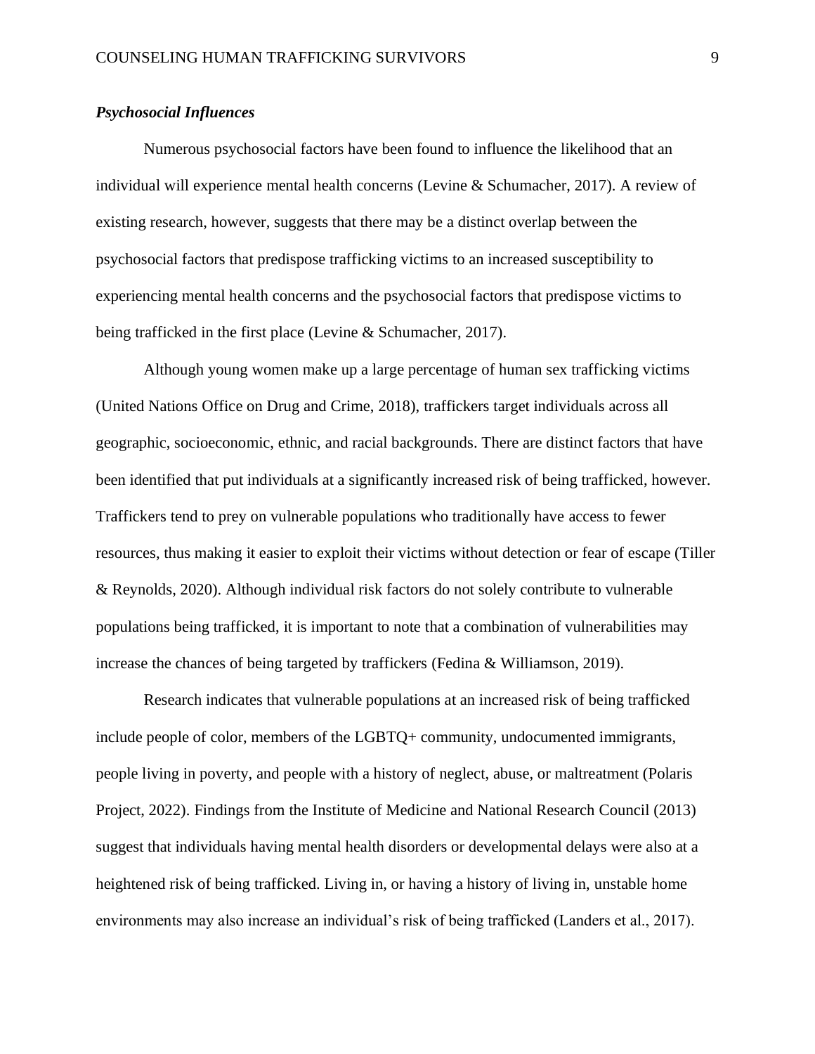### *Psychosocial Influences*

Numerous psychosocial factors have been found to influence the likelihood that an individual will experience mental health concerns (Levine & Schumacher, 2017). A review of existing research, however, suggests that there may be a distinct overlap between the psychosocial factors that predispose trafficking victims to an increased susceptibility to experiencing mental health concerns and the psychosocial factors that predispose victims to being trafficked in the first place (Levine & Schumacher, 2017).

Although young women make up a large percentage of human sex trafficking victims (United Nations Office on Drug and Crime, 2018), traffickers target individuals across all geographic, socioeconomic, ethnic, and racial backgrounds. There are distinct factors that have been identified that put individuals at a significantly increased risk of being trafficked, however. Traffickers tend to prey on vulnerable populations who traditionally have access to fewer resources, thus making it easier to exploit their victims without detection or fear of escape (Tiller & Reynolds, 2020). Although individual risk factors do not solely contribute to vulnerable populations being trafficked, it is important to note that a combination of vulnerabilities may increase the chances of being targeted by traffickers (Fedina & Williamson, 2019).

Research indicates that vulnerable populations at an increased risk of being trafficked include people of color, members of the LGBTQ+ community, undocumented immigrants, people living in poverty, and people with a history of neglect, abuse, or maltreatment (Polaris Project, 2022). Findings from the Institute of Medicine and National Research Council (2013) suggest that individuals having mental health disorders or developmental delays were also at a heightened risk of being trafficked. Living in, or having a history of living in, unstable home environments may also increase an individual's risk of being trafficked (Landers et al., 2017).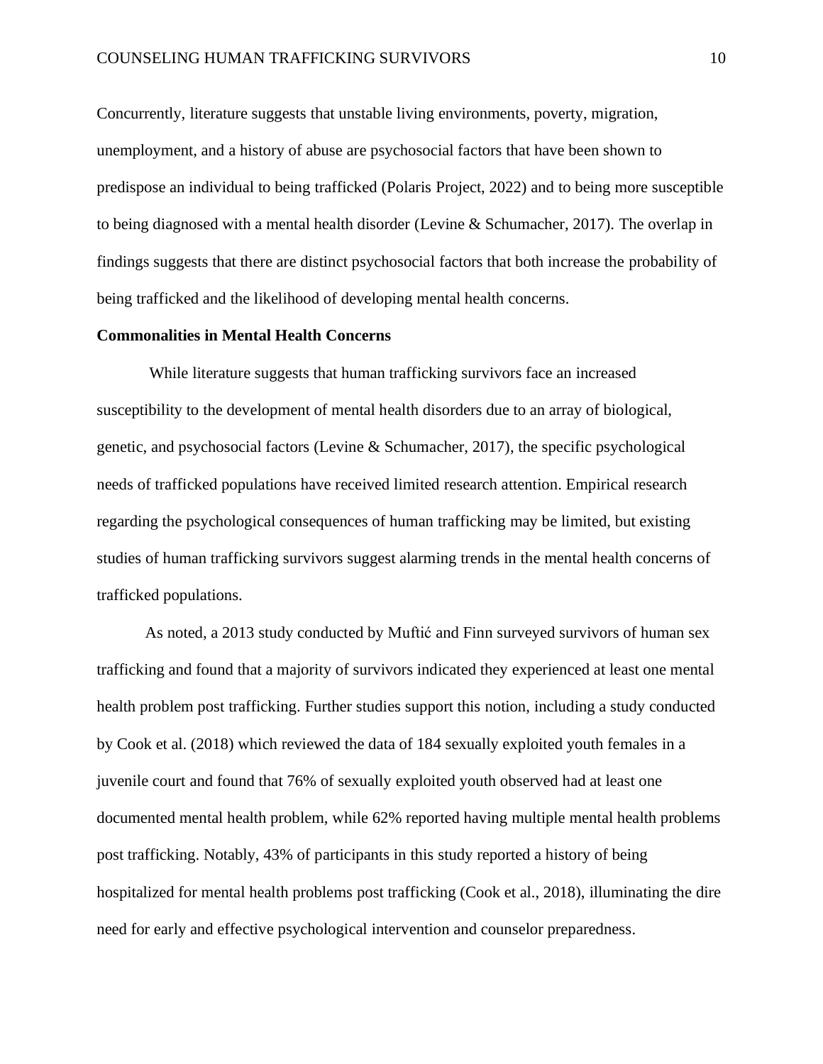Concurrently, literature suggests that unstable living environments, poverty, migration, unemployment, and a history of abuse are psychosocial factors that have been shown to predispose an individual to being trafficked (Polaris Project, 2022) and to being more susceptible to being diagnosed with a mental health disorder (Levine & Schumacher, 2017). The overlap in findings suggests that there are distinct psychosocial factors that both increase the probability of being trafficked and the likelihood of developing mental health concerns.

**Commonalities in Mental Health Concerns**

While literature suggests that human trafficking survivors face an increased susceptibility to the development of mental health disorders due to an array of biological, genetic, and psychosocial factors (Levine & Schumacher, 2017), the specific psychological needs of trafficked populations have received limited research attention. Empirical research regarding the psychological consequences of human trafficking may be limited, but existing studies of human trafficking survivors suggest alarming trends in the mental health concerns of trafficked populations.

As noted, a 2013 study conducted by Muftić and Finn surveyed survivors of human sex trafficking and found that a majority of survivors indicated they experienced at least one mental health problem post trafficking. Further studies support this notion, including a study conducted by Cook et al. (2018) which reviewed the data of 184 sexually exploited youth females in a juvenile court and found that 76% of sexually exploited youth observed had at least one documented mental health problem, while 62% reported having multiple mental health problems post trafficking. Notably, 43% of participants in this study reported a history of being hospitalized for mental health problems post trafficking (Cook et al., 2018), illuminating the dire need for early and effective psychological intervention and counselor preparedness.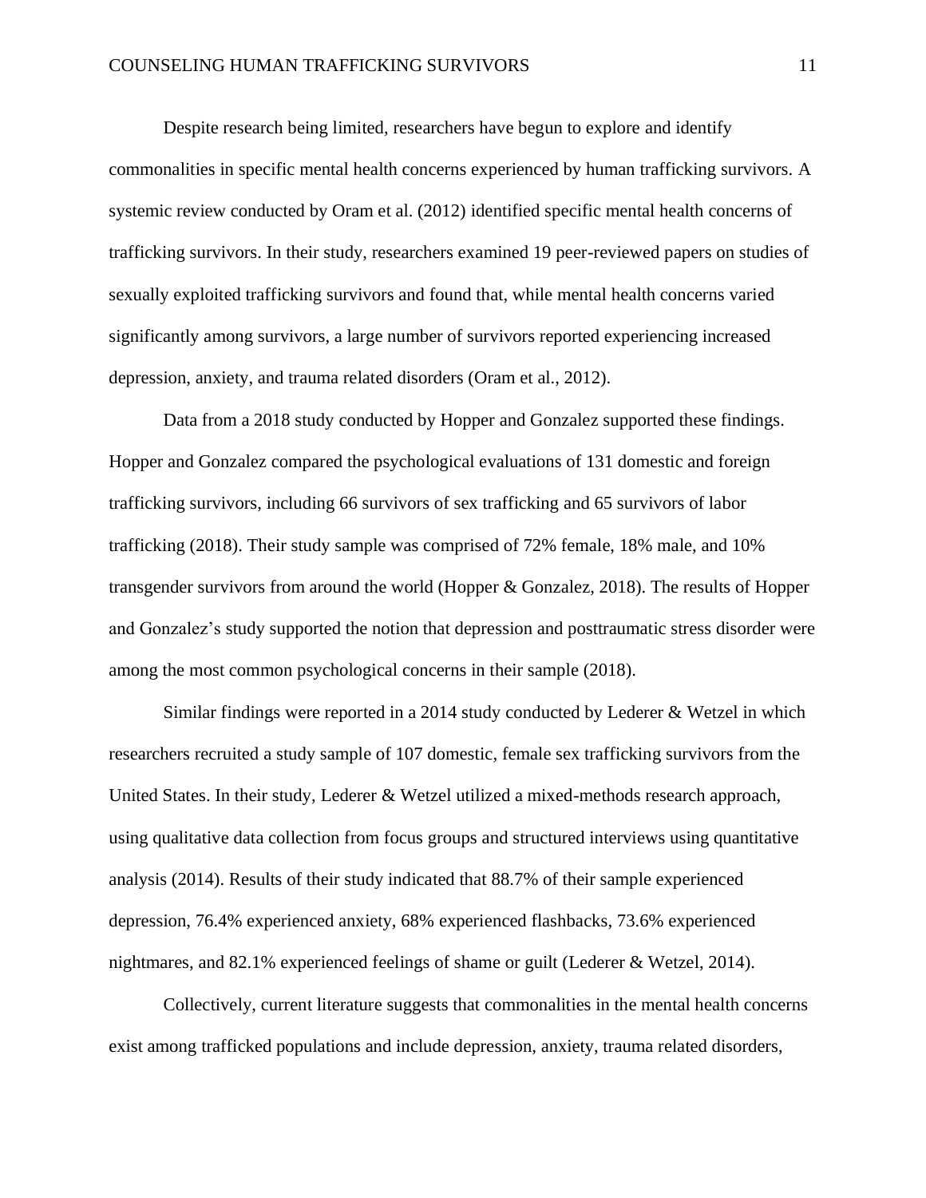Despite research being limited, researchers have begun to explore and identify commonalities in specific mental health concerns experienced by human trafficking survivors. A systemic review conducted by Oram et al. (2012) identified specific mental health concerns of trafficking survivors. In their study, researchers examined 19 peer-reviewed papers on studies of sexually exploited trafficking survivors and found that, while mental health concerns varied significantly among survivors, a large number of survivors reported experiencing increased depression, anxiety, and trauma related disorders (Oram et al., 2012).

Data from a 2018 study conducted by Hopper and Gonzalez supported these findings. Hopper and Gonzalez compared the psychological evaluations of 131 domestic and foreign trafficking survivors, including 66 survivors of sex trafficking and 65 survivors of labor trafficking (2018). Their study sample was comprised of 72% female, 18% male, and 10% transgender survivors from around the world (Hopper & Gonzalez, 2018). The results of Hopper and Gonzalez's study supported the notion that depression and posttraumatic stress disorder were among the most common psychological concerns in their sample (2018).

Similar findings were reported in a 2014 study conducted by Lederer & Wetzel in which researchers recruited a study sample of 107 domestic, female sex trafficking survivors from the United States. In their study, Lederer & Wetzel utilized a mixed-methods research approach, using qualitative data collection from focus groups and structured interviews using quantitative analysis (2014). Results of their study indicated that 88.7% of their sample experienced depression, 76.4% experienced anxiety, 68% experienced flashbacks, 73.6% experienced nightmares, and 82.1% experienced feelings of shame or guilt (Lederer & Wetzel, 2014).

Collectively, current literature suggests that commonalities in the mental health concerns exist among trafficked populations and include depression, anxiety, trauma related disorders,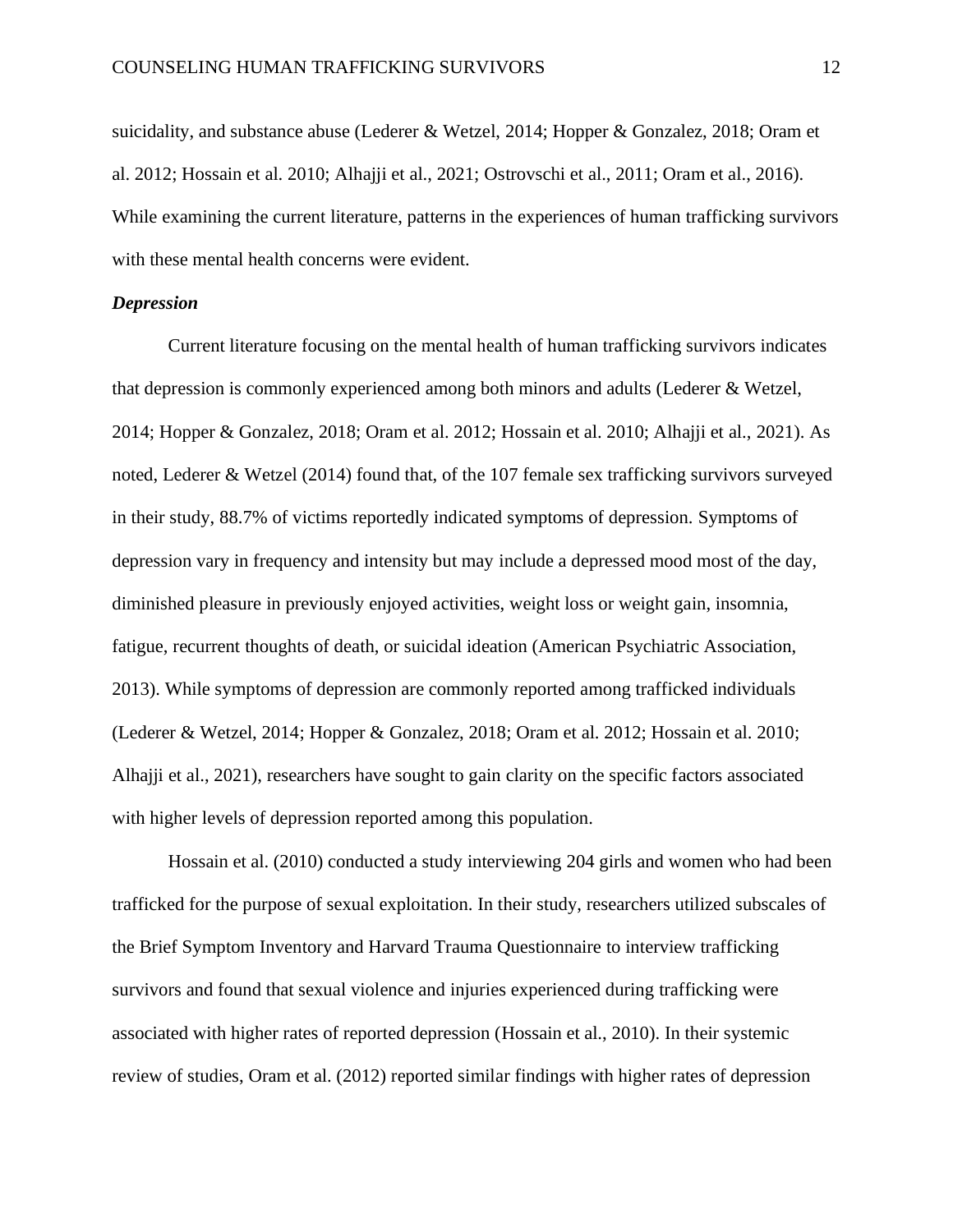suicidality, and substance abuse (Lederer & Wetzel, 2014; Hopper & Gonzalez, 2018; Oram et al. 2012; Hossain et al. 2010; Alhajji et al., 2021; Ostrovschi et al., 2011; Oram et al., 2016). While examining the current literature, patterns in the experiences of human trafficking survivors with these mental health concerns were evident.

### *Depression*

Current literature focusing on the mental health of human trafficking survivors indicates that depression is commonly experienced among both minors and adults (Lederer & Wetzel, 2014; Hopper & Gonzalez, 2018; Oram et al. 2012; Hossain et al. 2010; Alhajji et al., 2021). As noted, Lederer & Wetzel (2014) found that, of the 107 female sex trafficking survivors surveyed in their study, 88.7% of victims reportedly indicated symptoms of depression. Symptoms of depression vary in frequency and intensity but may include a depressed mood most of the day, diminished pleasure in previously enjoyed activities, weight loss or weight gain, insomnia, fatigue, recurrent thoughts of death, or suicidal ideation (American Psychiatric Association, 2013). While symptoms of depression are commonly reported among trafficked individuals (Lederer & Wetzel, 2014; Hopper & Gonzalez, 2018; Oram et al. 2012; Hossain et al. 2010; Alhajji et al., 2021), researchers have sought to gain clarity on the specific factors associated with higher levels of depression reported among this population.

Hossain et al. (2010) conducted a study interviewing 204 girls and women who had been trafficked for the purpose of sexual exploitation. In their study, researchers utilized subscales of the Brief Symptom Inventory and Harvard Trauma Questionnaire to interview trafficking survivors and found that sexual violence and injuries experienced during trafficking were associated with higher rates of reported depression (Hossain et al., 2010). In their systemic review of studies, Oram et al. (2012) reported similar findings with higher rates of depression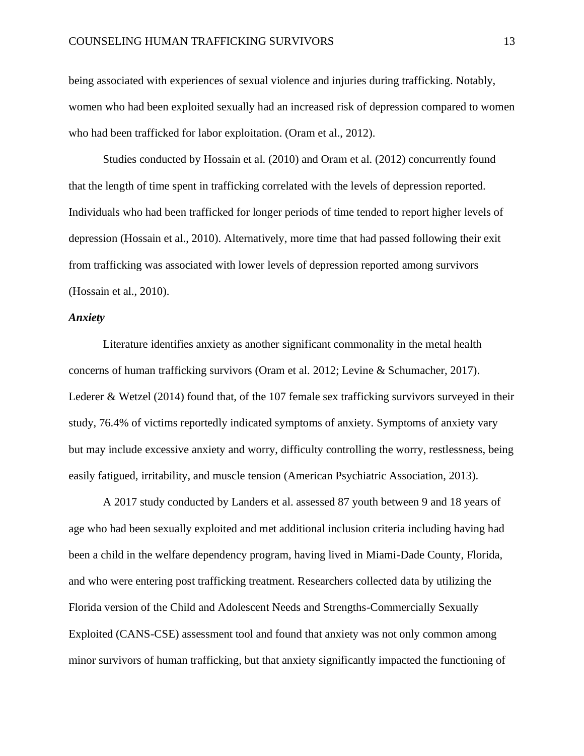being associated with experiences of sexual violence and injuries during trafficking. Notably, women who had been exploited sexually had an increased risk of depression compared to women who had been trafficked for labor exploitation. (Oram et al., 2012).

Studies conducted by Hossain et al. (2010) and Oram et al. (2012) concurrently found that the length of time spent in trafficking correlated with the levels of depression reported. Individuals who had been trafficked for longer periods of time tended to report higher levels of depression (Hossain et al., 2010). Alternatively, more time that had passed following their exit from trafficking was associated with lower levels of depression reported among survivors (Hossain et al., 2010).

### *Anxiety*

Literature identifies anxiety as another significant commonality in the metal health concerns of human trafficking survivors (Oram et al. 2012; Levine & Schumacher, 2017). Lederer & Wetzel (2014) found that, of the 107 female sex trafficking survivors surveyed in their study, 76.4% of victims reportedly indicated symptoms of anxiety. Symptoms of anxiety vary but may include excessive anxiety and worry, difficulty controlling the worry, restlessness, being easily fatigued, irritability, and muscle tension (American Psychiatric Association, 2013).

A 2017 study conducted by Landers et al. assessed 87 youth between 9 and 18 years of age who had been sexually exploited and met additional inclusion criteria including having had been a child in the welfare dependency program, having lived in Miami-Dade County, Florida, and who were entering post trafficking treatment. Researchers collected data by utilizing the Florida version of the Child and Adolescent Needs and Strengths-Commercially Sexually Exploited (CANS-CSE) assessment tool and found that anxiety was not only common among minor survivors of human trafficking, but that anxiety significantly impacted the functioning of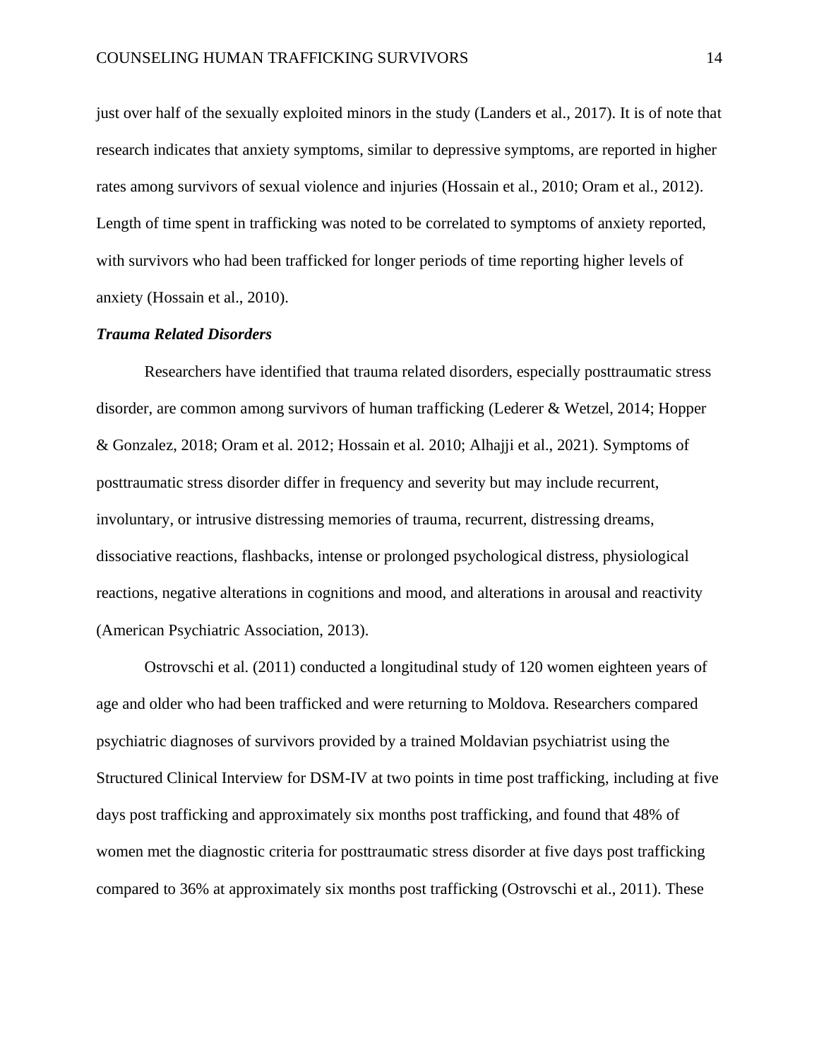just over half of the sexually exploited minors in the study (Landers et al., 2017). It is of note that research indicates that anxiety symptoms, similar to depressive symptoms, are reported in higher rates among survivors of sexual violence and injuries (Hossain et al., 2010; Oram et al., 2012). Length of time spent in trafficking was noted to be correlated to symptoms of anxiety reported, with survivors who had been trafficked for longer periods of time reporting higher levels of anxiety (Hossain et al., 2010).

### *Trauma Related Disorders*

Researchers have identified that trauma related disorders, especially posttraumatic stress disorder, are common among survivors of human trafficking (Lederer & Wetzel, 2014; Hopper & Gonzalez, 2018; Oram et al. 2012; Hossain et al. 2010; Alhajji et al., 2021). Symptoms of posttraumatic stress disorder differ in frequency and severity but may include recurrent, involuntary, or intrusive distressing memories of trauma, recurrent, distressing dreams, dissociative reactions, flashbacks, intense or prolonged psychological distress, physiological reactions, negative alterations in cognitions and mood, and alterations in arousal and reactivity (American Psychiatric Association, 2013).

Ostrovschi et al. (2011) conducted a longitudinal study of 120 women eighteen years of age and older who had been trafficked and were returning to Moldova. Researchers compared psychiatric diagnoses of survivors provided by a trained Moldavian psychiatrist using the Structured Clinical Interview for DSM-IV at two points in time post trafficking, including at five days post trafficking and approximately six months post trafficking, and found that 48% of women met the diagnostic criteria for posttraumatic stress disorder at five days post trafficking compared to 36% at approximately six months post trafficking (Ostrovschi et al., 2011). These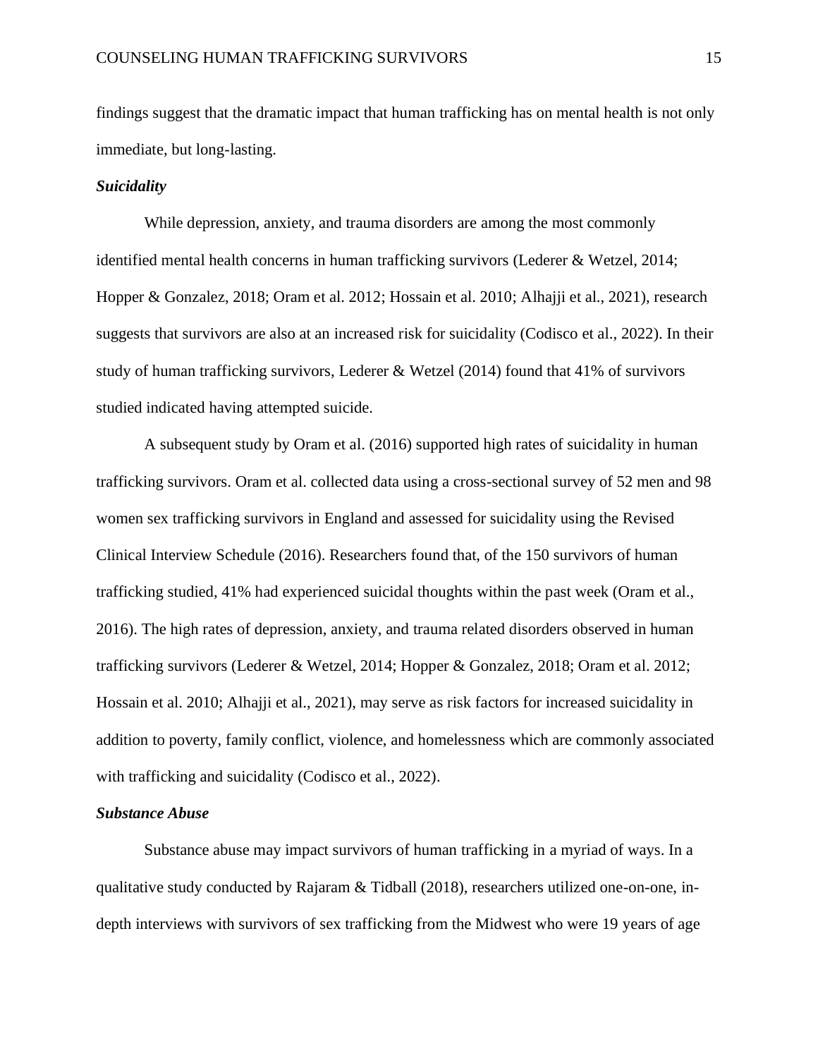findings suggest that the dramatic impact that human trafficking has on mental health is not only immediate, but long-lasting.

### *Suicidality*

While depression, anxiety, and trauma disorders are among the most commonly identified mental health concerns in human trafficking survivors (Lederer & Wetzel, 2014; Hopper & Gonzalez, 2018; Oram et al. 2012; Hossain et al. 2010; Alhajji et al., 2021), research suggests that survivors are also at an increased risk for suicidality (Codisco et al., 2022). In their study of human trafficking survivors, Lederer & Wetzel (2014) found that 41% of survivors studied indicated having attempted suicide.

A subsequent study by Oram et al. (2016) supported high rates of suicidality in human trafficking survivors. Oram et al. collected data using a cross-sectional survey of 52 men and 98 women sex trafficking survivors in England and assessed for suicidality using the Revised Clinical Interview Schedule (2016). Researchers found that, of the 150 survivors of human trafficking studied, 41% had experienced suicidal thoughts within the past week (Oram et al., 2016). The high rates of depression, anxiety, and trauma related disorders observed in human trafficking survivors (Lederer & Wetzel, 2014; Hopper & Gonzalez, 2018; Oram et al. 2012; Hossain et al. 2010; Alhajji et al., 2021), may serve as risk factors for increased suicidality in addition to poverty, family conflict, violence, and homelessness which are commonly associated with trafficking and suicidality (Codisco et al., 2022).

### *Substance Abuse*

Substance abuse may impact survivors of human trafficking in a myriad of ways. In a qualitative study conducted by Rajaram & Tidball (2018), researchers utilized one-on-one, in-depth interviews with survivors of sex trafficking from the Midwest who were 19 years of age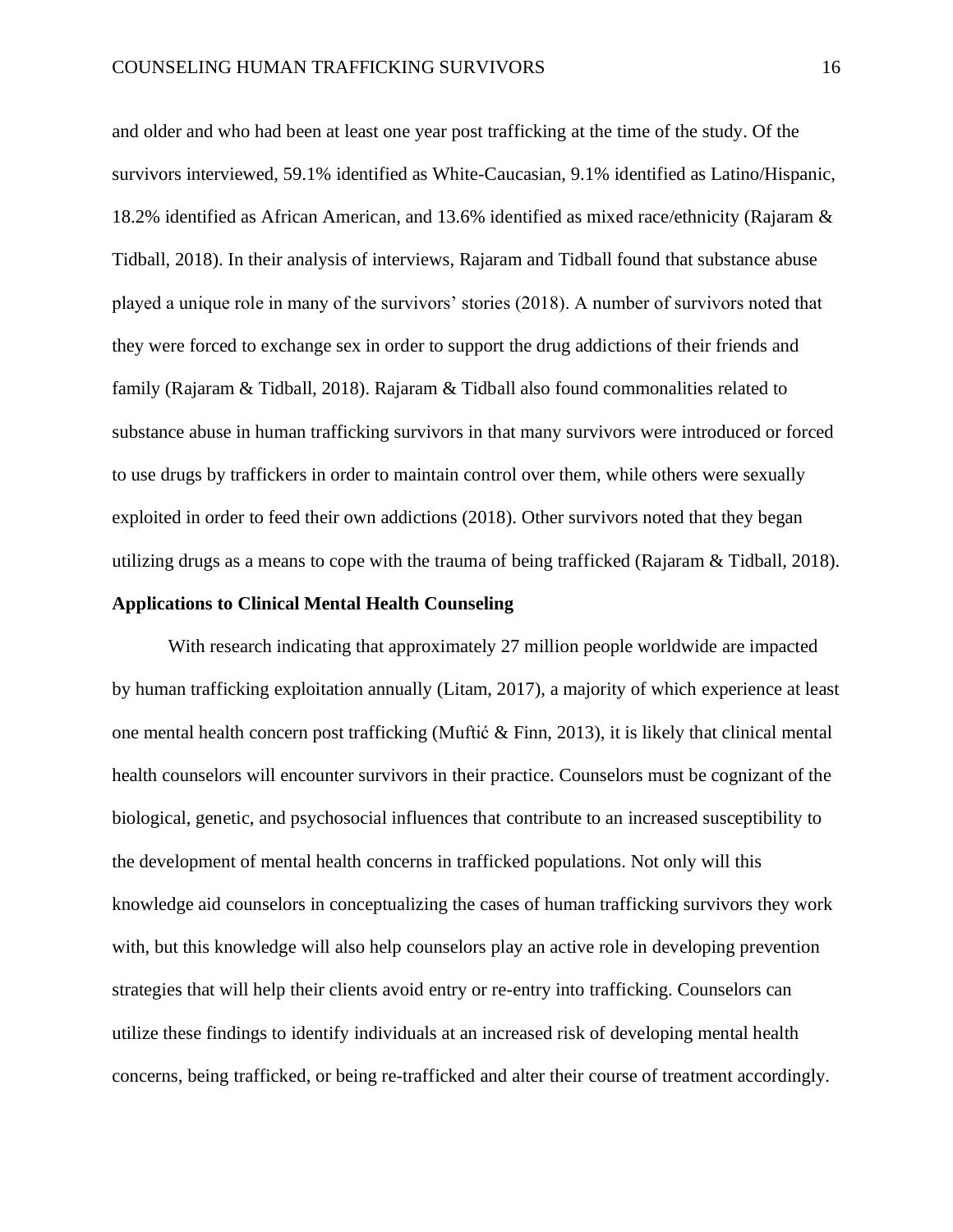and older and who had been at least one year post trafficking at the time of the study. Of the survivors interviewed, 59.1% identified as White-Caucasian, 9.1% identified as Latino/Hispanic, 18.2% identified as African American, and 13.6% identified as mixed race/ethnicity (Rajaram & Tidball, 2018). In their analysis of interviews, Rajaram and Tidball found that substance abuse played a unique role in many of the survivors' stories (2018). A number of survivors noted that they were forced to exchange sex in order to support the drug addictions of their friends and family (Rajaram & Tidball, 2018). Rajaram & Tidball also found commonalities related to substance abuse in human trafficking survivors in that many survivors were introduced or forced to use drugs by traffickers in order to maintain control over them, while others were sexually exploited in order to feed their own addictions (2018). Other survivors noted that they began utilizing drugs as a means to cope with the trauma of being trafficked (Rajaram & Tidball, 2018).

**Applications to Clinical Mental Health Counseling**

With research indicating that approximately 27 million people worldwide are impacted by human trafficking exploitation annually (Litam, 2017), a majority of which experience at least one mental health concern post trafficking (Muftić & Finn, 2013), it is likely that clinical mental health counselors will encounter survivors in their practice. Counselors must be cognizant of the biological, genetic, and psychosocial influences that contribute to an increased susceptibility to the development of mental health concerns in trafficked populations. Not only will this knowledge aid counselors in conceptualizing the cases of human trafficking survivors they work with, but this knowledge will also help counselors play an active role in developing prevention strategies that will help their clients avoid entry or re-entry into trafficking. Counselors can utilize these findings to identify individuals at an increased risk of developing mental health concerns, being trafficked, or being re-trafficked and alter their course of treatment accordingly.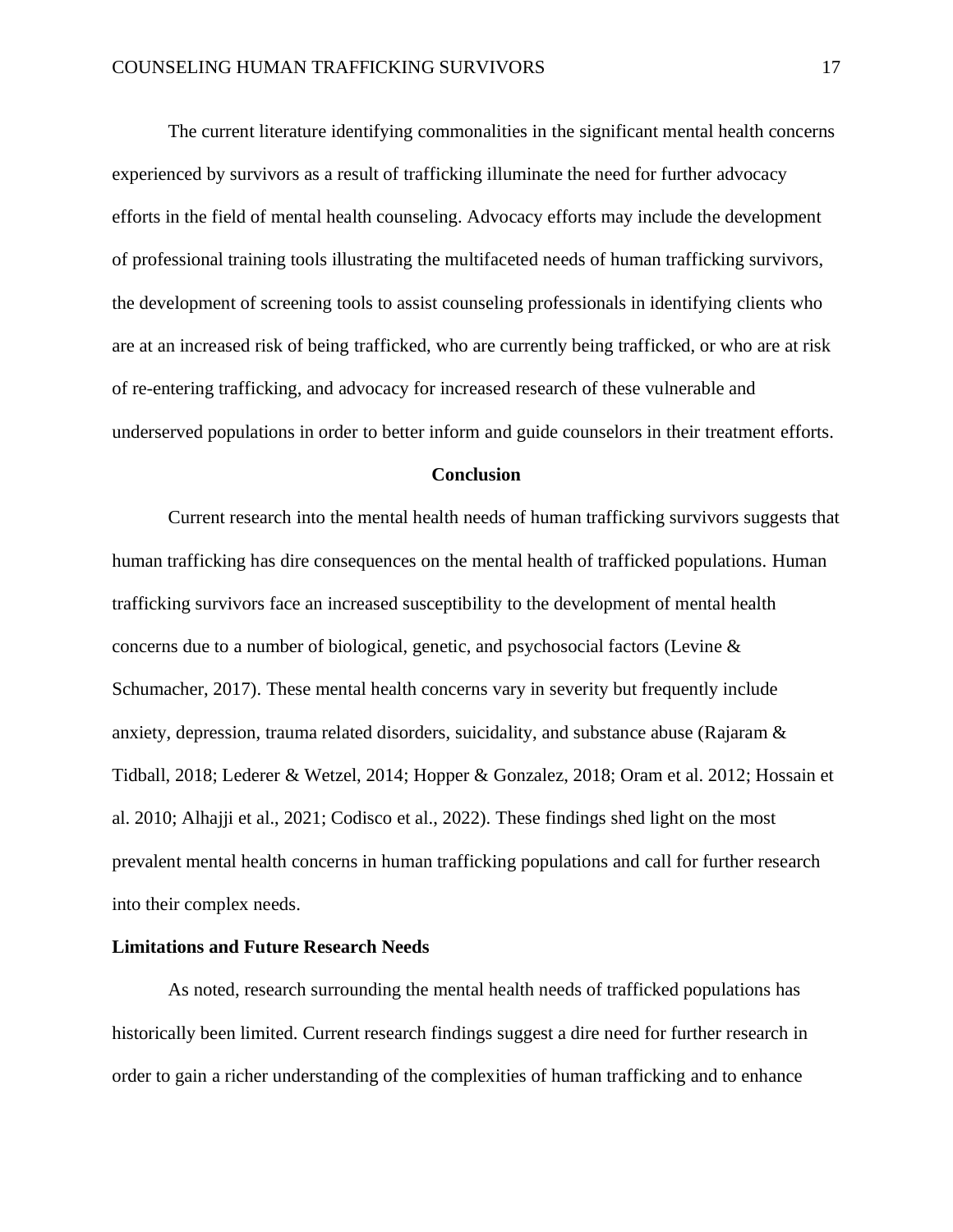The current literature identifying commonalities in the significant mental health concerns experienced by survivors as a result of trafficking illuminate the need for further advocacy efforts in the field of mental health counseling. Advocacy efforts may include the development of professional training tools illustrating the multifaceted needs of human trafficking survivors, the development of screening tools to assist counseling professionals in identifying clients who are at an increased risk of being trafficked, who are currently being trafficked, or who are at risk of re-entering trafficking, and advocacy for increased research of these vulnerable and underserved populations in order to better inform and guide counselors in their treatment efforts.

## Conclusion

Current research into the mental health needs of human trafficking survivors suggests that human trafficking has dire consequences on the mental health of trafficked populations. Human trafficking survivors face an increased susceptibility to the development of mental health concerns due to a number of biological, genetic, and psychosocial factors (Levine & Schumacher, 2017). These mental health concerns vary in severity but frequently include anxiety, depression, trauma related disorders, suicidality, and substance abuse (Rajaram & Tidball, 2018; Lederer & Wetzel, 2014; Hopper & Gonzalez, 2018; Oram et al. 2012; Hossain et al. 2010; Alhajji et al., 2021; Codisco et al., 2022). These findings shed light on the most prevalent mental health concerns in human trafficking populations and call for further research into their complex needs.

### Limitations and Future Research Needs

As noted, research surrounding the mental health needs of trafficked populations has historically been limited. Current research findings suggest a dire need for further research in order to gain a richer understanding of the complexities of human trafficking and to enhance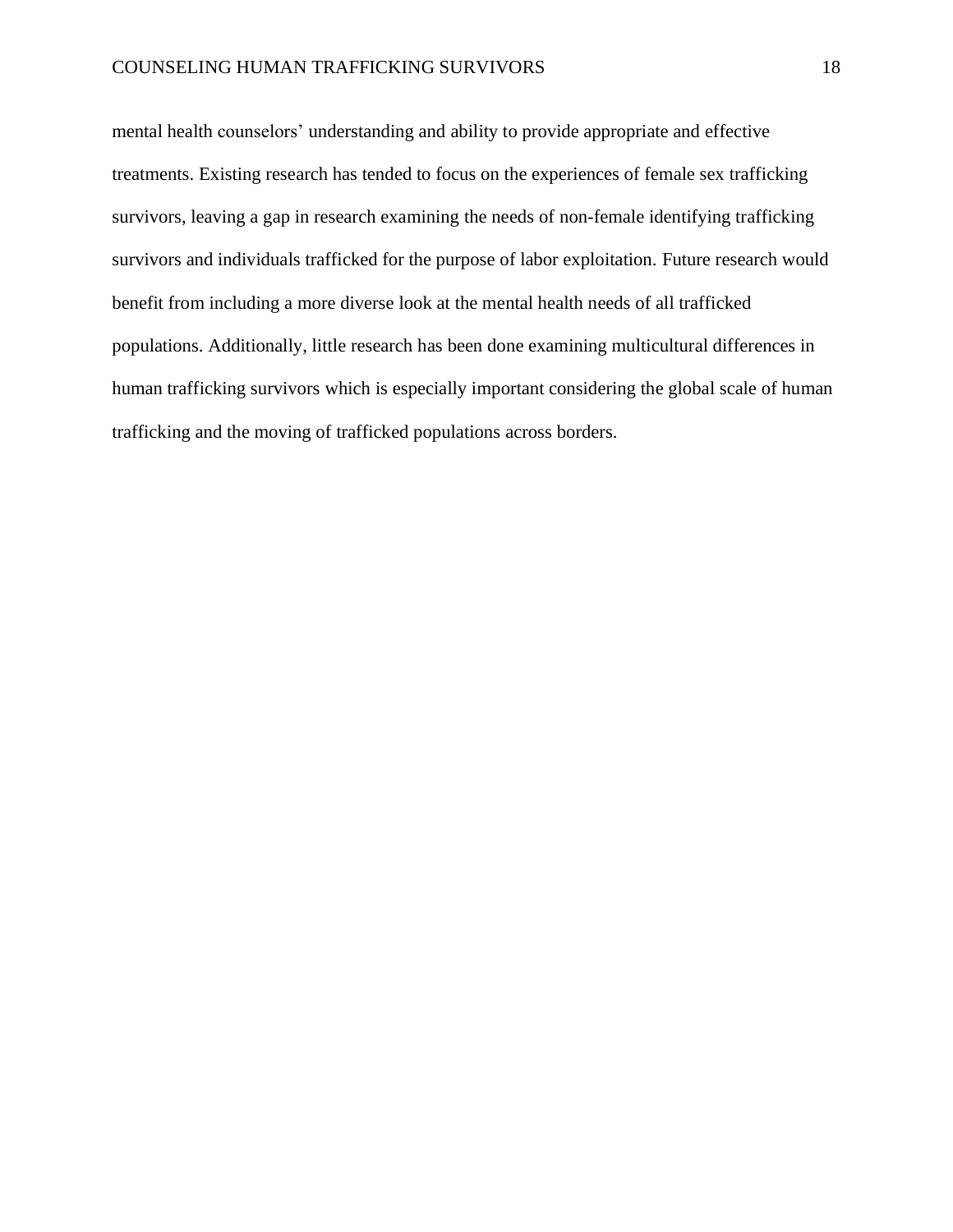mental health counselors' understanding and ability to provide appropriate and effective treatments. Existing research has tended to focus on the experiences of female sex trafficking survivors, leaving a gap in research examining the needs of non-female identifying trafficking survivors and individuals trafficked for the purpose of labor exploitation. Future research would benefit from including a more diverse look at the mental health needs of all trafficked populations. Additionally, little research has been done examining multicultural differences in human trafficking survivors which is especially important considering the global scale of human trafficking and the moving of trafficked populations across borders.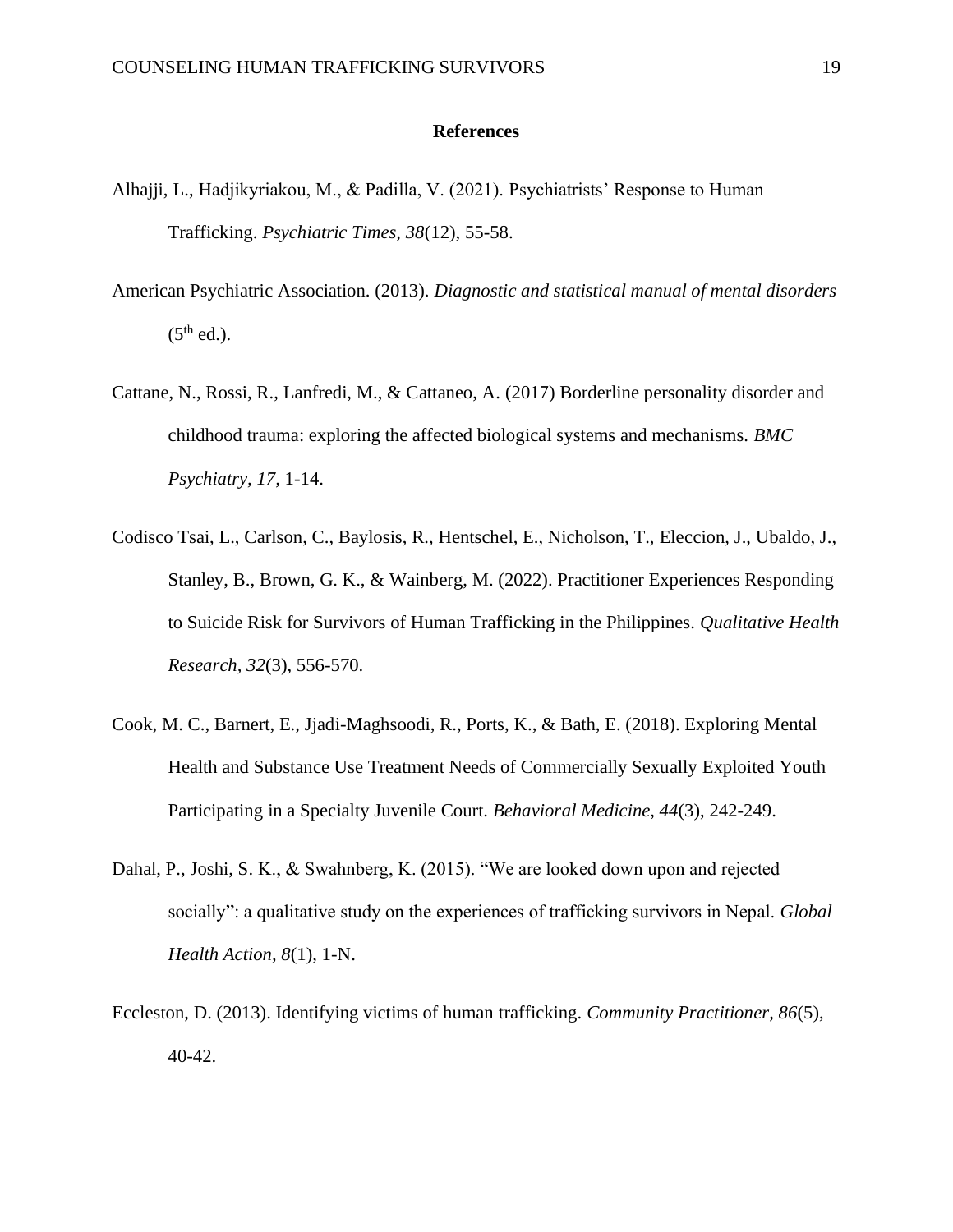## References

Alhajji, L., Hadjikyriakou, M., & Padilla, V. (2021). Psychiatrists' Response to Human Trafficking. *Psychiatric Times, 38*(12), 55-58.

American Psychiatric Association. (2013). *Diagnostic and statistical manual of mental disorders* (5th ed.).

Cattane, N., Rossi, R., Lanfredi, M., & Cattaneo, A. (2017) Borderline personality disorder and childhood trauma: exploring the affected biological systems and mechanisms. *BMC Psychiatry, 17*, 1-14.

Codisco Tsai, L., Carlson, C., Baylosis, R., Hentschel, E., Nicholson, T., Eleccion, J., Ubaldo, J., Stanley, B., Brown, G. K., & Wainberg, M. (2022). Practitioner Experiences Responding to Suicide Risk for Survivors of Human Trafficking in the Philippines. *Qualitative Health Research, 32*(3), 556-570.

Cook, M. C., Barnert, E., Jjadi-Maghsoodi, R., Ports, K., & Bath, E. (2018). Exploring Mental Health and Substance Use Treatment Needs of Commercially Sexually Exploited Youth Participating in a Specialty Juvenile Court. *Behavioral Medicine, 44*(3), 242-249.

Dahal, P., Joshi, S. K., & Swahnberg, K. (2015). "We are looked down upon and rejected socially": a qualitative study on the experiences of trafficking survivors in Nepal. *Global Health Action, 8*(1), 1-N.

Eccleston, D. (2013). Identifying victims of human trafficking. *Community Practitioner, 86*(5), 40-42.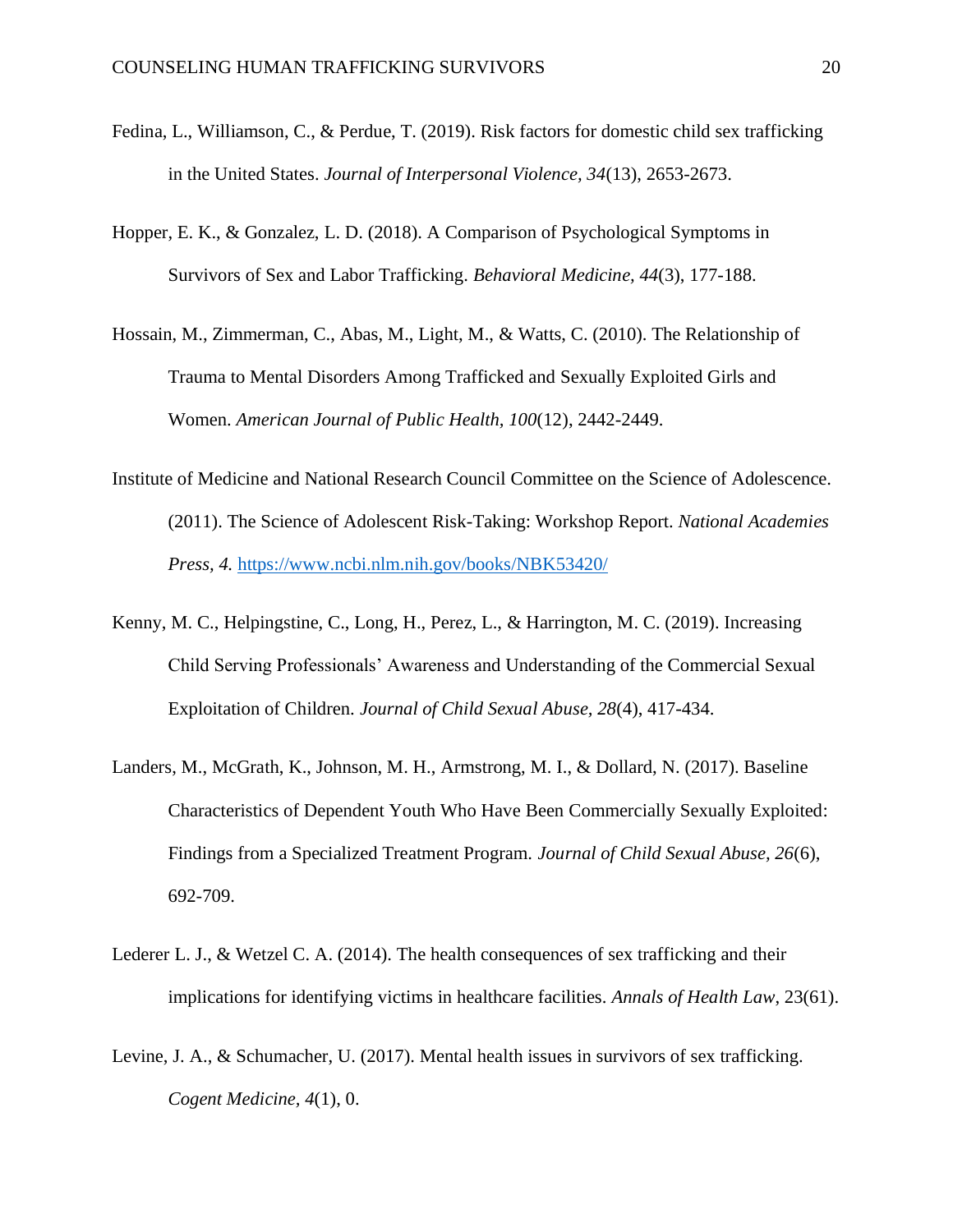Fedina, L., Williamson, C., & Perdue, T. (2019). Risk factors for domestic child sex trafficking in the United States. *Journal of Interpersonal Violence, 34*(13), 2653-2673.

Hopper, E. K., & Gonzalez, L. D. (2018). A Comparison of Psychological Symptoms in Survivors of Sex and Labor Trafficking. *Behavioral Medicine, 44*(3), 177-188.

Hossain, M., Zimmerman, C., Abas, M., Light, M., & Watts, C. (2010). The Relationship of Trauma to Mental Disorders Among Trafficked and Sexually Exploited Girls and Women. *American Journal of Public Health, 100*(12), 2442-2449.

Institute of Medicine and National Research Council Committee on the Science of Adolescence. (2011). The Science of Adolescent Risk-Taking: Workshop Report. *National Academies Press, 4.* https://www.ncbi.nlm.nih.gov/books/NBK53420/

Kenny, M. C., Helpingstine, C., Long, H., Perez, L., & Harrington, M. C. (2019). Increasing Child Serving Professionals' Awareness and Understanding of the Commercial Sexual Exploitation of Children. *Journal of Child Sexual Abuse, 28*(4), 417-434.

Landers, M., McGrath, K., Johnson, M. H., Armstrong, M. I., & Dollard, N. (2017). Baseline Characteristics of Dependent Youth Who Have Been Commercially Sexually Exploited: Findings from a Specialized Treatment Program. *Journal of Child Sexual Abuse, 26*(6), 692-709.

Lederer L. J., & Wetzel C. A. (2014). The health consequences of sex trafficking and their implications for identifying victims in healthcare facilities. *Annals of Health Law*, 23(61).

Levine, J. A., & Schumacher, U. (2017). Mental health issues in survivors of sex trafficking. *Cogent Medicine*, *4*(1), 0.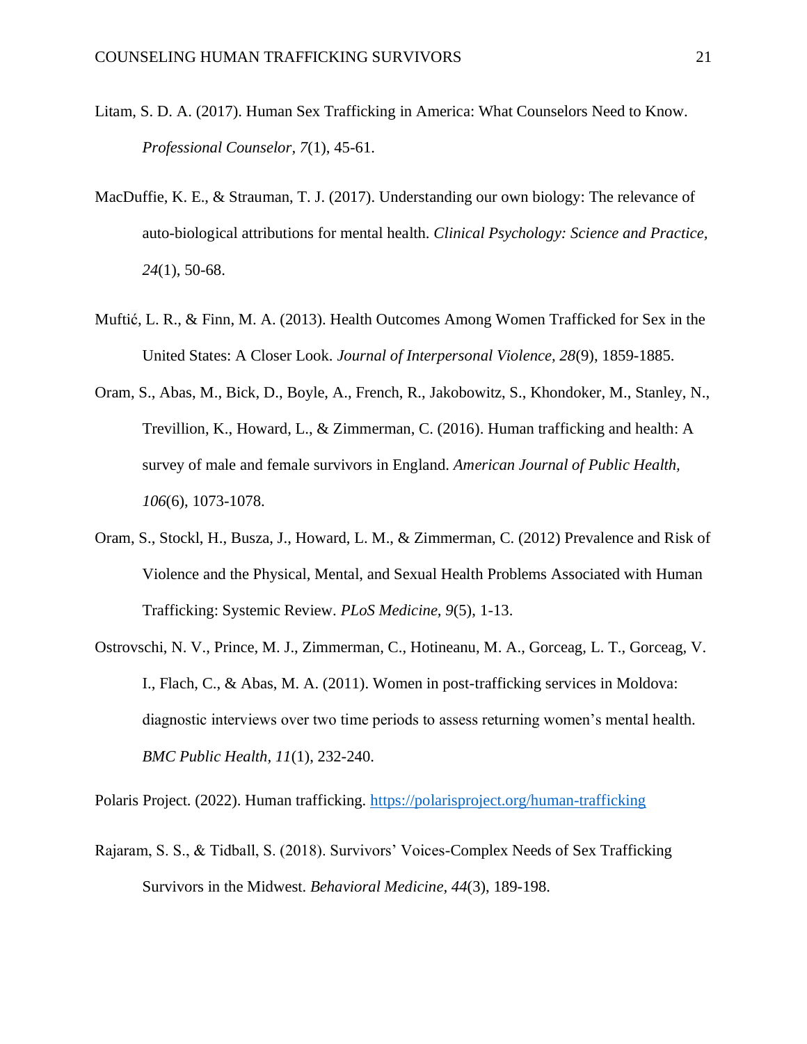Litam, S. D. A. (2017). Human Sex Trafficking in America: What Counselors Need to Know. *Professional Counselor, 7*(1), 45-61.

MacDuffie, K. E., & Strauman, T. J. (2017). Understanding our own biology: The relevance of auto-biological attributions for mental health. *Clinical Psychology: Science and Practice, 24*(1), 50-68.

Muftić, L. R., & Finn, M. A. (2013). Health Outcomes Among Women Trafficked for Sex in the United States: A Closer Look. *Journal of Interpersonal Violence, 28*(9), 1859-1885.

Oram, S., Abas, M., Bick, D., Boyle, A., French, R., Jakobowitz, S., Khondoker, M., Stanley, N., Trevillion, K., Howard, L., & Zimmerman, C. (2016). Human trafficking and health: A survey of male and female survivors in England. *American Journal of Public Health, 106*(6), 1073-1078.

Oram, S., Stockl, H., Busza, J., Howard, L. M., & Zimmerman, C. (2012) Prevalence and Risk of Violence and the Physical, Mental, and Sexual Health Problems Associated with Human Trafficking: Systemic Review. *PLoS Medicine, 9*(5), 1-13.

Ostrovschi, N. V., Prince, M. J., Zimmerman, C., Hotineanu, M. A., Gorceag, L. T., Gorceag, V. I., Flach, C., & Abas, M. A. (2011). Women in post-trafficking services in Moldova: diagnostic interviews over two time periods to assess returning women's mental health. *BMC Public Health, 11*(1), 232-240.

Polaris Project. (2022). Human trafficking. https://polarisproject.org/human-trafficking

Rajaram, S. S., & Tidball, S. (2018). Survivors' Voices-Complex Needs of Sex Trafficking Survivors in the Midwest. *Behavioral Medicine, 44*(3), 189-198.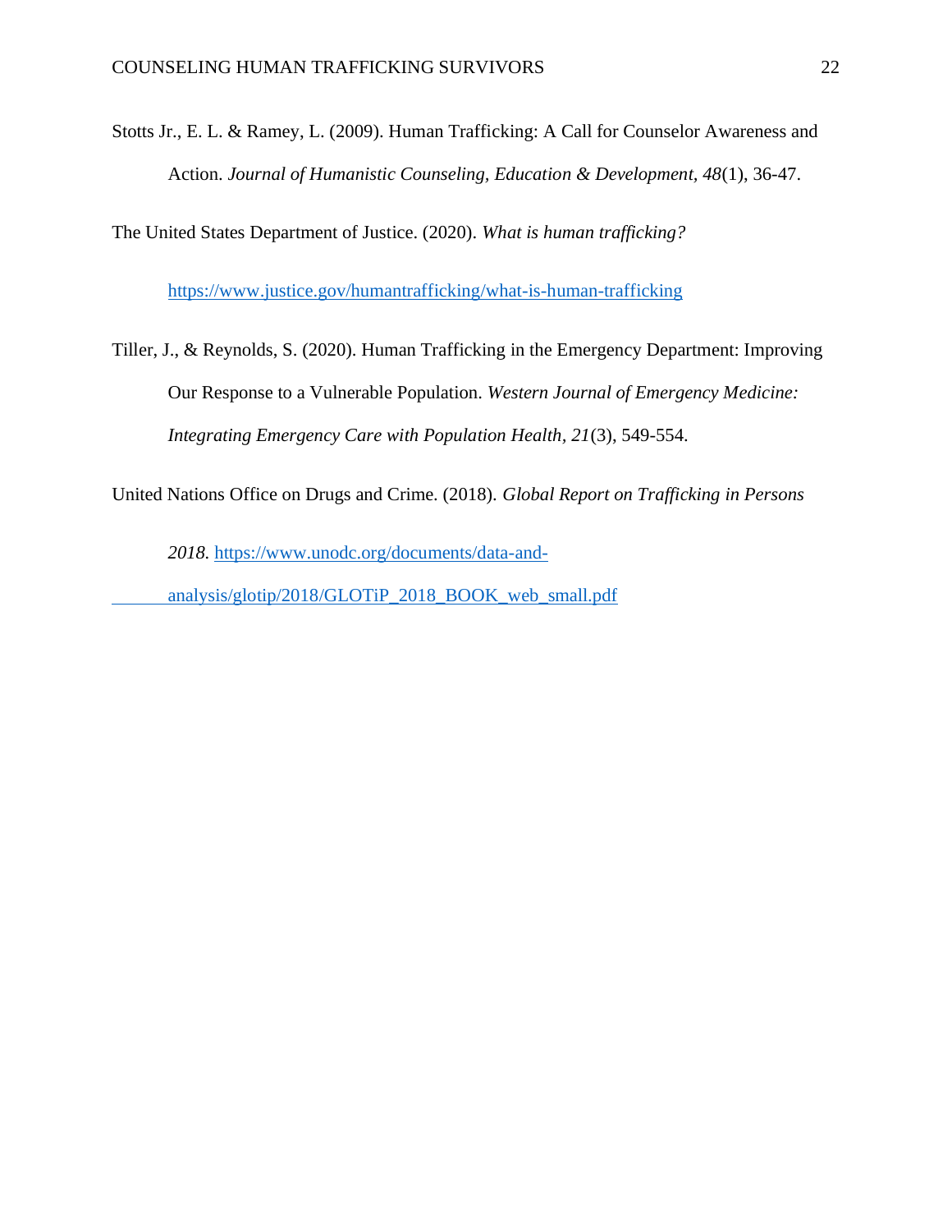Stotts Jr., E. L. & Ramey, L. (2009). Human Trafficking: A Call for Counselor Awareness and Action. *Journal of Humanistic Counseling, Education & Development, 48*(1), 36-47.

The United States Department of Justice. (2020). *What is human trafficking?* https://www.justice.gov/humantrafficking/what-is-human-trafficking

Tiller, J., & Reynolds, S. (2020). Human Trafficking in the Emergency Department: Improving Our Response to a Vulnerable Population. *Western Journal of Emergency Medicine: Integrating Emergency Care with Population Health, 21*(3), 549-554.

United Nations Office on Drugs and Crime. (2018). *Global Report on Trafficking in Persons 2018.* https://www.unodc.org/documents/data-and-analysis/glotip/2018/GLOTiP_2018_BOOK_web_small.pdf